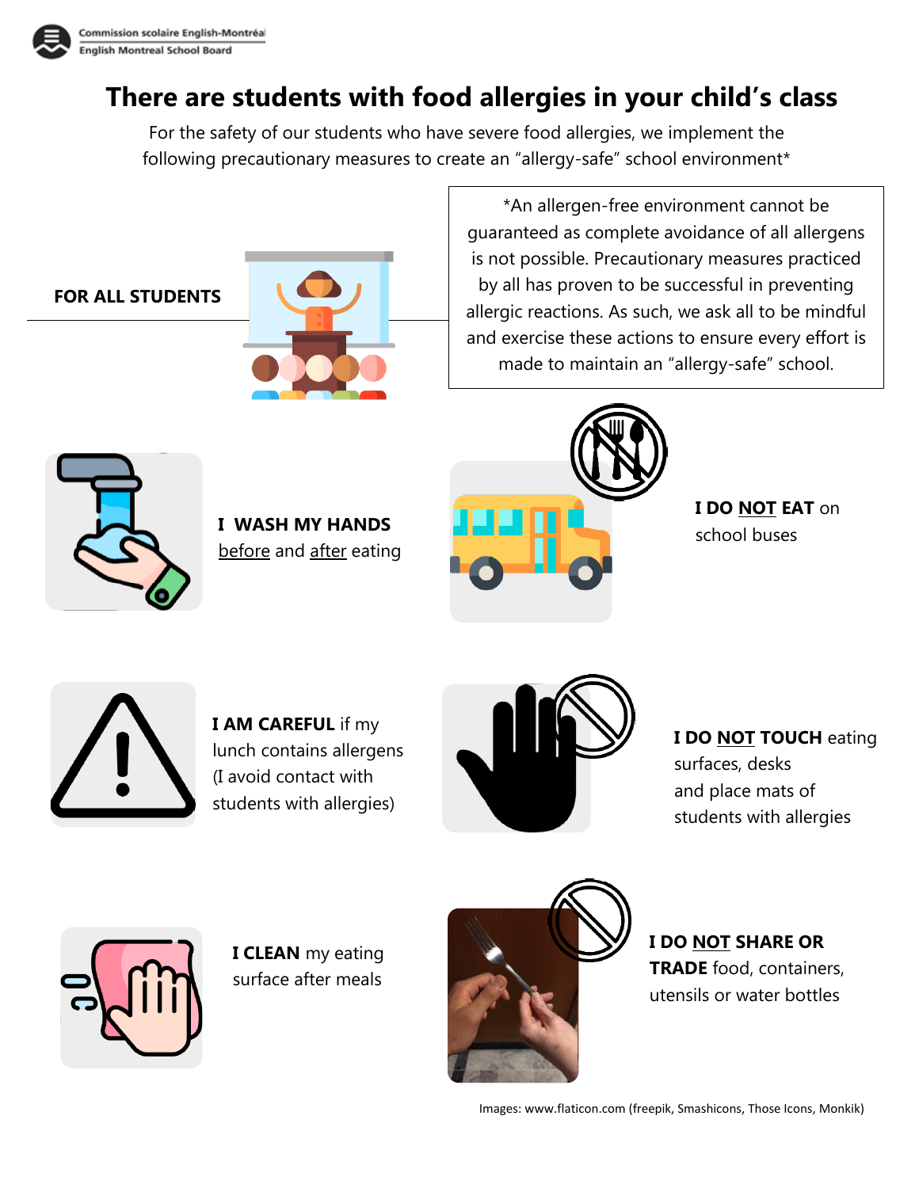Commission scolaire English-Montréal
English Montreal School Board

# There are students with food allergies in your child's class

For the safety of our students who have severe food allergies, we implement the following precautionary measures to create an "allergy-safe" school environment*

*An allergen-free environment cannot be guaranteed as complete avoidance of all allergens is not possible. Precautionary measures practiced by all has proven to be successful in preventing allergic reactions. As such, we ask all to be mindful and exercise these actions to ensure every effort is made to maintain an "allergy-safe" school.

## FOR ALL STUDENTS

**I WASH MY HANDS** <u>before</u> and <u>after</u> eating

**I DO <u>NOT</u> EAT** on school buses

**I AM CAREFUL** if my lunch contains allergens (I avoid contact with students with allergies)

**I DO <u>NOT</u> TOUCH** eating surfaces, desks and place mats of students with allergies

**I CLEAN** my eating surface after meals

**I DO <u>NOT</u> SHARE OR TRADE** food, containers, utensils or water bottles

Images: www.flaticon.com (freepik, Smashicons, Those Icons, Monkik)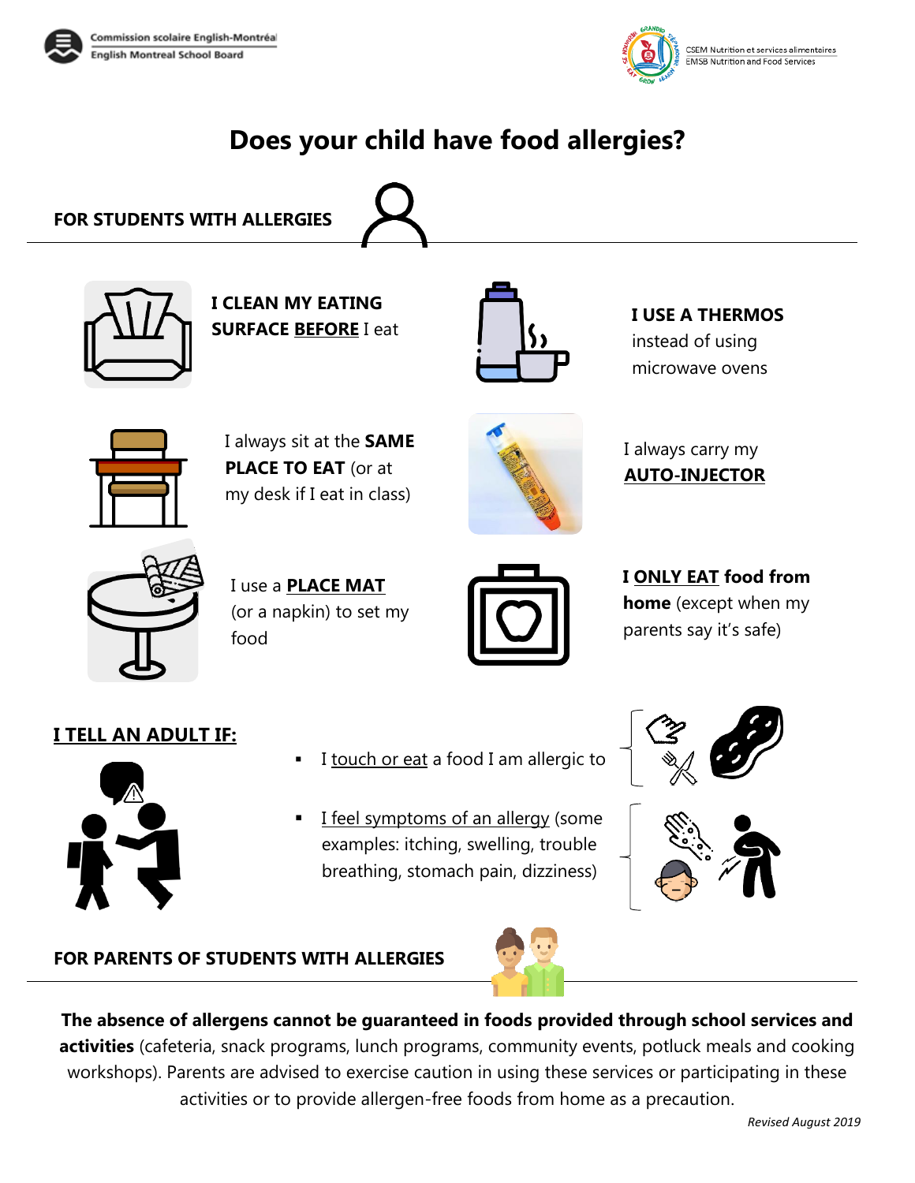Commission scolaire English-Montréal
English Montreal School Board

CSEM Nutrition et services alimentaires
EMSB Nutrition and Food Services

# Does your child have food allergies?

## FOR STUDENTS WITH ALLERGIES

**I CLEAN MY EATING SURFACE BEFORE** I eat

**I USE A THERMOS** instead of using microwave ovens

I always sit at the **SAME PLACE TO EAT** (or at my desk if I eat in class)

I always carry my **AUTO-INJECTOR**

I use a **PLACE MAT** (or a napkin) to set my food

**I ONLY EAT food from home** (except when my parents say it's safe)

### I TELL AN ADULT IF:

- I touch or eat a food I am allergic to
- I feel symptoms of an allergy (some examples: itching, swelling, trouble breathing, stomach pain, dizziness)

## FOR PARENTS OF STUDENTS WITH ALLERGIES

**The absence of allergens cannot be guaranteed in foods provided through school services and activities** (cafeteria, snack programs, lunch programs, community events, potluck meals and cooking workshops). Parents are advised to exercise caution in using these services or participating in these activities or to provide allergen-free foods from home as a precaution.

*Revised August 2019*